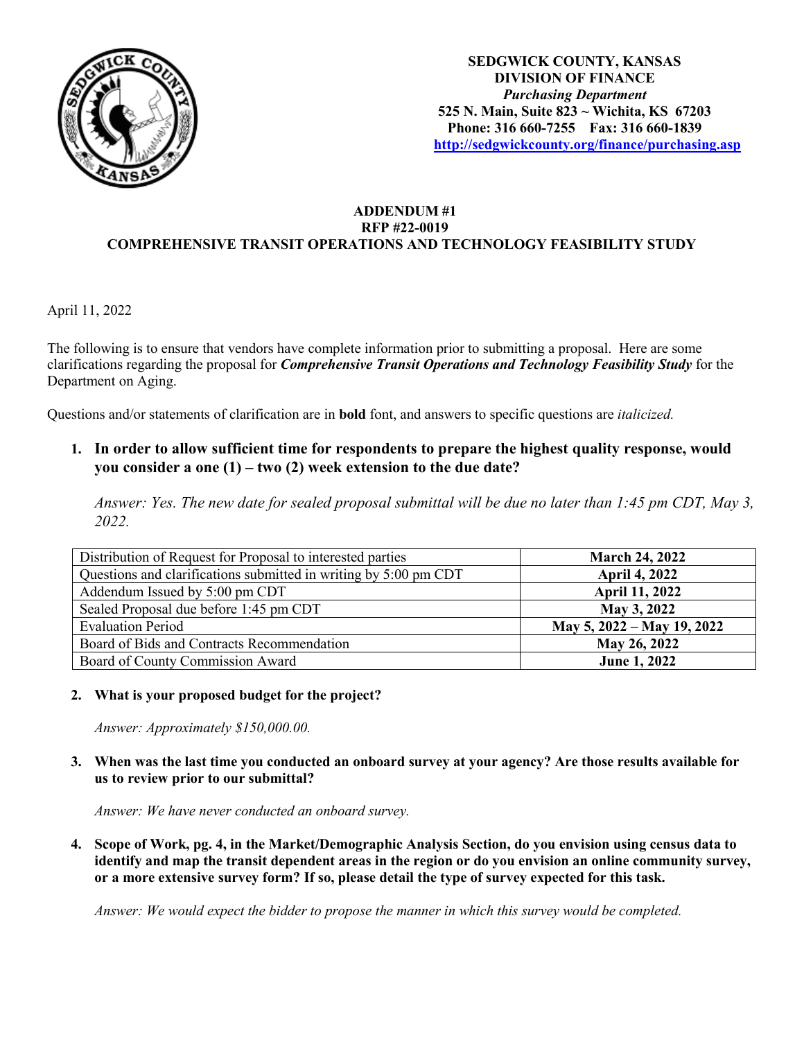**SEDGWICK COUNTY, KANSAS**
**DIVISION OF FINANCE**
***Purchasing Department***
**525 N. Main, Suite 823 ~ Wichita, KS 67203**
**Phone: 316 660-7255 Fax: 316 660-1839**
**http://sedgwickcounty.org/finance/purchasing.asp**

# ADDENDUM #1
## RFP #22-0019
## COMPREHENSIVE TRANSIT OPERATIONS AND TECHNOLOGY FEASIBILITY STUDY

April 11, 2022

The following is to ensure that vendors have complete information prior to submitting a proposal. Here are some clarifications regarding the proposal for ***Comprehensive Transit Operations and Technology Feasibility Study*** for the Department on Aging.

Questions and/or statements of clarification are in **bold** font, and answers to specific questions are *italicized.*

1. **In order to allow sufficient time for respondents to prepare the highest quality response, would you consider a one (1) – two (2) week extension to the due date?**

   *Answer: Yes. The new date for sealed proposal submittal will be due no later than 1:45 pm CDT, May 3, 2022.*

| | |
|---|---|
| Distribution of Request for Proposal to interested parties | **March 24, 2022** |
| Questions and clarifications submitted in writing by 5:00 pm CDT | **April 4, 2022** |
| Addendum Issued by 5:00 pm CDT | **April 11, 2022** |
| Sealed Proposal due before 1:45 pm CDT | **May 3, 2022** |
| Evaluation Period | **May 5, 2022 – May 19, 2022** |
| Board of Bids and Contracts Recommendation | **May 26, 2022** |
| Board of County Commission Award | **June 1, 2022** |

2. **What is your proposed budget for the project?**

   *Answer: Approximately $150,000.00.*

3. **When was the last time you conducted an onboard survey at your agency? Are those results available for us to review prior to our submittal?**

   *Answer: We have never conducted an onboard survey.*

4. **Scope of Work, pg. 4, in the Market/Demographic Analysis Section, do you envision using census data to identify and map the transit dependent areas in the region or do you envision an online community survey, or a more extensive survey form? If so, please detail the type of survey expected for this task.**

   *Answer: We would expect the bidder to propose the manner in which this survey would be completed.*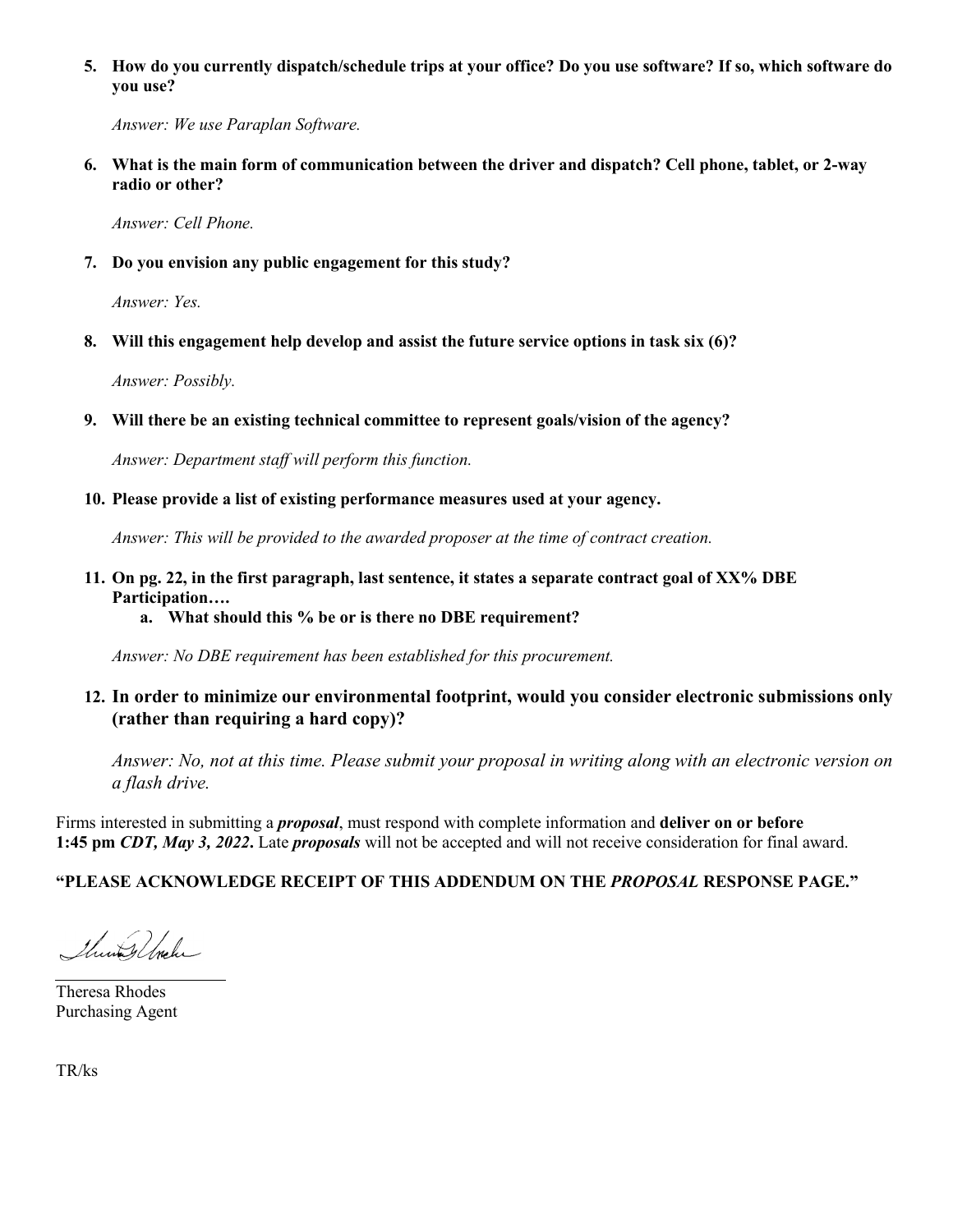5. **How do you currently dispatch/schedule trips at your office? Do you use software? If so, which software do you use?**

   *Answer: We use Paraplan Software.*

6. **What is the main form of communication between the driver and dispatch? Cell phone, tablet, or 2-way radio or other?**

   *Answer: Cell Phone.*

7. **Do you envision any public engagement for this study?**

   *Answer: Yes.*

8. **Will this engagement help develop and assist the future service options in task six (6)?**

   *Answer: Possibly.*

9. **Will there be an existing technical committee to represent goals/vision of the agency?**

   *Answer: Department staff will perform this function.*

10. **Please provide a list of existing performance measures used at your agency.**

    *Answer: This will be provided to the awarded proposer at the time of contract creation.*

11. **On pg. 22, in the first paragraph, last sentence, it states a separate contract goal of XX% DBE Participation….**
    a. **What should this % be or is there no DBE requirement?**

    *Answer: No DBE requirement has been established for this procurement.*

12. **In order to minimize our environmental footprint, would you consider electronic submissions only (rather than requiring a hard copy)?**

    *Answer: No, not at this time. Please submit your proposal in writing along with an electronic version on a flash drive.*

Firms interested in submitting a ***proposal***, must respond with complete information and **deliver on or before 1:45 pm *CDT, May 3, 2022*.** Late ***proposals*** will not be accepted and will not receive consideration for final award.

**"PLEASE ACKNOWLEDGE RECEIPT OF THIS ADDENDUM ON THE *PROPOSAL* RESPONSE PAGE."**

Theresa Rhodes
Purchasing Agent

TR/ks